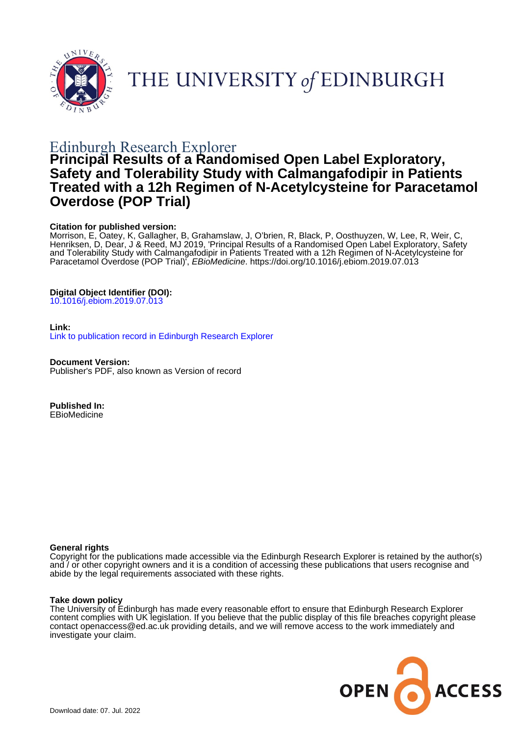Edinburgh Research Explorer

# Principal Results of a Randomised Open Label Exploratory, Safety and Tolerability Study with Calmangafodipir in Patients Treated with a 12h Regimen of N-Acetylcysteine for Paracetamol Overdose (POP Trial)

**Citation for published version:**
Morrison, E, Oatey, K, Gallagher, B, Grahamslaw, J, O'brien, R, Black, P, Oosthuyzen, W, Lee, R, Weir, C, Henriksen, D, Dear, J & Reed, MJ 2019, 'Principal Results of a Randomised Open Label Exploratory, Safety and Tolerability Study with Calmangafodipir in Patients Treated with a 12h Regimen of N-Acetylcysteine for Paracetamol Overdose (POP Trial)', *EBioMedicine*. https://doi.org/10.1016/j.ebiom.2019.07.013

**Digital Object Identifier (DOI):**
10.1016/j.ebiom.2019.07.013

**Link:**
Link to publication record in Edinburgh Research Explorer

**Document Version:**
Publisher's PDF, also known as Version of record

**Published In:**
EBioMedicine

**General rights**
Copyright for the publications made accessible via the Edinburgh Research Explorer is retained by the author(s) and / or other copyright owners and it is a condition of accessing these publications that users recognise and abide by the legal requirements associated with these rights.

**Take down policy**
The University of Edinburgh has made every reasonable effort to ensure that Edinburgh Research Explorer content complies with UK legislation. If you believe that the public display of this file breaches copyright please contact openaccess@ed.ac.uk providing details, and we will remove access to the work immediately and investigate your claim.

Download date: 07. Jul. 2022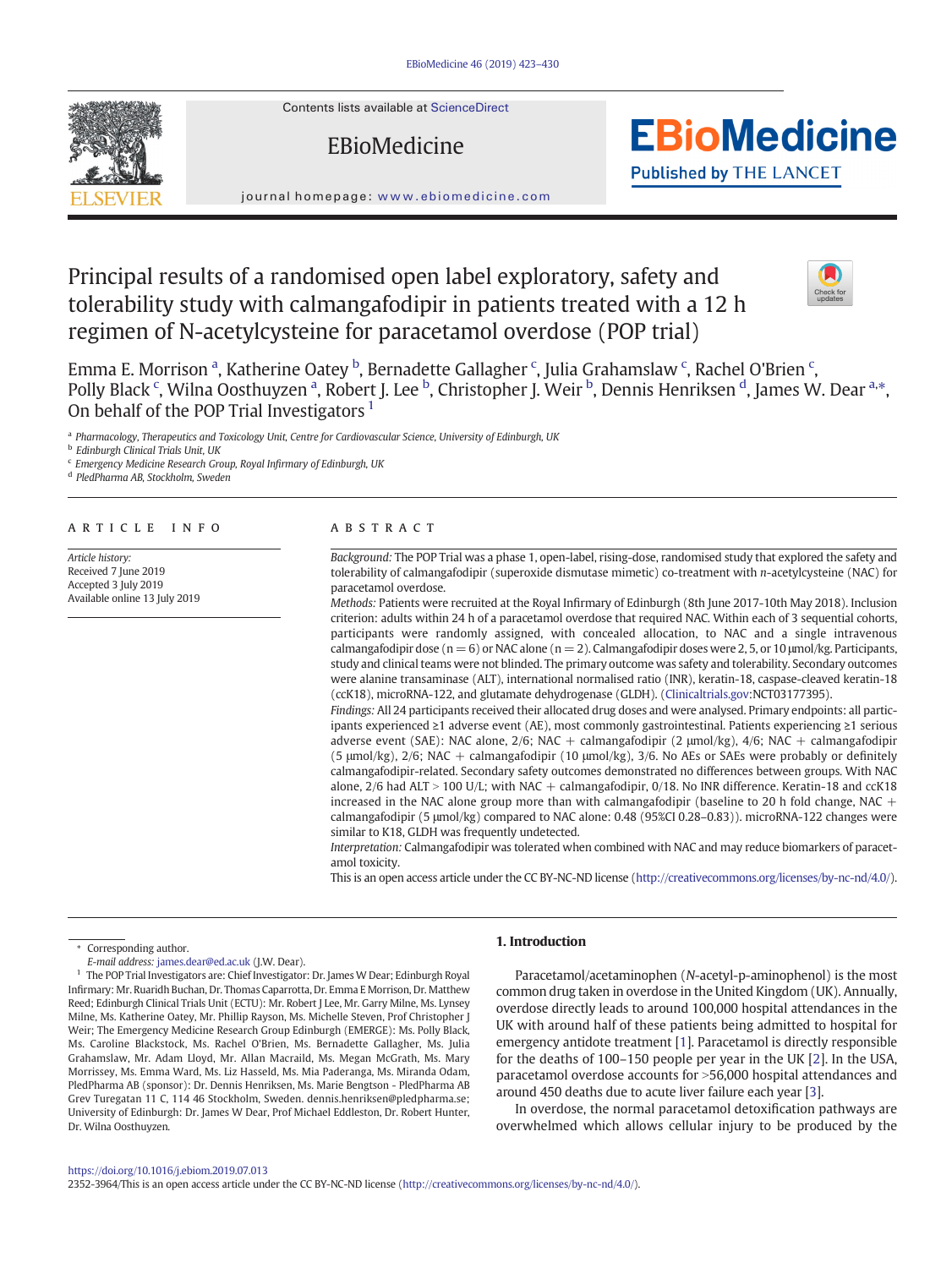# Principal results of a randomised open label exploratory, safety and tolerability study with calmangafodipir in patients treated with a 12 h regimen of N-acetylcysteine for paracetamol overdose (POP trial)

Emma E. Morrison [a], Katherine Oatey [b], Bernadette Gallagher [c], Julia Grahamslaw [c], Rachel O'Brien [c], Polly Black [c], Wilna Oosthuyzen [a], Robert J. Lee [b], Christopher J. Weir [b], Dennis Henriksen [d], James W. Dear [a,*], On behalf of the POP Trial Investigators [1]

[a] Pharmacology, Therapeutics and Toxicology Unit, Centre for Cardiovascular Science, University of Edinburgh, UK
[b] Edinburgh Clinical Trials Unit, UK
[c] Emergency Medicine Research Group, Royal Infirmary of Edinburgh, UK
[d] PledPharma AB, Stockholm, Sweden

## ARTICLE INFO

*Article history:*
Received 7 June 2019
Accepted 3 July 2019
Available online 13 July 2019

## ABSTRACT

*Background:* The POP Trial was a phase 1, open-label, rising-dose, randomised study that explored the safety and tolerability of calmangafodipir (superoxide dismutase mimetic) co-treatment with *n*-acetylcysteine (NAC) for paracetamol overdose.

*Methods:* Patients were recruited at the Royal Infirmary of Edinburgh (8th June 2017-10th May 2018). Inclusion criterion: adults within 24 h of a paracetamol overdose that required NAC. Within each of 3 sequential cohorts, participants were randomly assigned, with concealed allocation, to NAC and a single intravenous calmangafodipir dose (n = 6) or NAC alone (n = 2). Calmangafodipir doses were 2, 5, or 10 μmol/kg. Participants, study and clinical teams were not blinded. The primary outcome was safety and tolerability. Secondary outcomes were alanine transaminase (ALT), international normalised ratio (INR), keratin-18, caspase-cleaved keratin-18 (ccK18), microRNA-122, and glutamate dehydrogenase (GLDH). (Clinicaltrials.gov:NCT03177395).

*Findings:* All 24 participants received their allocated drug doses and were analysed. Primary endpoints: all participants experienced ≥1 adverse event (AE), most commonly gastrointestinal. Patients experiencing ≥1 serious adverse event (SAE): NAC alone, 2/6; NAC + calmangafodipir (2 μmol/kg), 4/6; NAC + calmangafodipir (5 μmol/kg), 2/6; NAC + calmangafodipir (10 μmol/kg), 3/6. No AEs or SAEs were probably or definitely calmangafodipir-related. Secondary safety outcomes demonstrated no differences between groups. With NAC alone, 2/6 had ALT > 100 U/L; with NAC + calmangafodipir, 0/18. No INR difference. Keratin-18 and ccK18 increased in the NAC alone group more than with calmangafodipir (baseline to 20 h fold change, NAC + calmangafodipir (5 μmol/kg) compared to NAC alone: 0.48 (95%CI 0.28–0.83)). microRNA-122 changes were similar to K18, GLDH was frequently undetected.

*Interpretation:* Calmangafodipir was tolerated when combined with NAC and may reduce biomarkers of paracetamol toxicity.

This is an open access article under the CC BY-NC-ND license (http://creativecommons.org/licenses/by-nc-nd/4.0/).

## 1. Introduction

Paracetamol/acetaminophen (*N*-acetyl-p-aminophenol) is the most common drug taken in overdose in the United Kingdom (UK). Annually, overdose directly leads to around 100,000 hospital attendances in the UK with around half of these patients being admitted to hospital for emergency antidote treatment [1]. Paracetamol is directly responsible for the deaths of 100–150 people per year in the UK [2]. In the USA, paracetamol overdose accounts for >56,000 hospital attendances and around 450 deaths due to acute liver failure each year [3].

In overdose, the normal paracetamol detoxification pathways are overwhelmed which allows cellular injury to be produced by the

---

* Corresponding author.
*E-mail address:* james.dear@ed.ac.uk (J.W. Dear).

[1] The POP Trial Investigators are: Chief Investigator: Dr. James W Dear; Edinburgh Royal Infirmary: Mr. Ruaridh Buchan, Dr. Thomas Caparrotta, Dr. Emma E Morrison, Dr. Matthew Reed; Edinburgh Clinical Trials Unit (ECTU): Mr. Robert J Lee, Mr. Garry Milne, Ms. Lynsey Milne, Ms. Katherine Oatey, Mr. Phillip Rayson, Ms. Michelle Steven, Prof Christopher J Weir; The Emergency Medicine Research Group Edinburgh (EMERGE): Ms. Polly Black, Ms. Caroline Blackstock, Ms. Rachel O'Brien, Ms. Bernadette Gallagher, Ms. Julia Grahamslaw, Mr. Adam Lloyd, Mr. Allan Macraild, Ms. Megan McGrath, Ms. Mary Morrissey, Ms. Emma Ward, Ms. Liz Hasseld, Ms. Mia Paderanga, Ms. Miranda Odam, PledPharma AB (sponsor): Dr. Dennis Henriksen, Ms. Marie Bengtson - PledPharma AB Grev Turegatan 11 C, 114 46 Stockholm, Sweden. dennis.henriksen@pledpharma.se; University of Edinburgh: Dr. James W Dear, Prof Michael Eddleston, Dr. Robert Hunter, Dr. Wilna Oosthuyzen.

https://doi.org/10.1016/j.ebiom.2019.07.013
2352-3964/This is an open access article under the CC BY-NC-ND license (http://creativecommons.org/licenses/by-nc-nd/4.0/).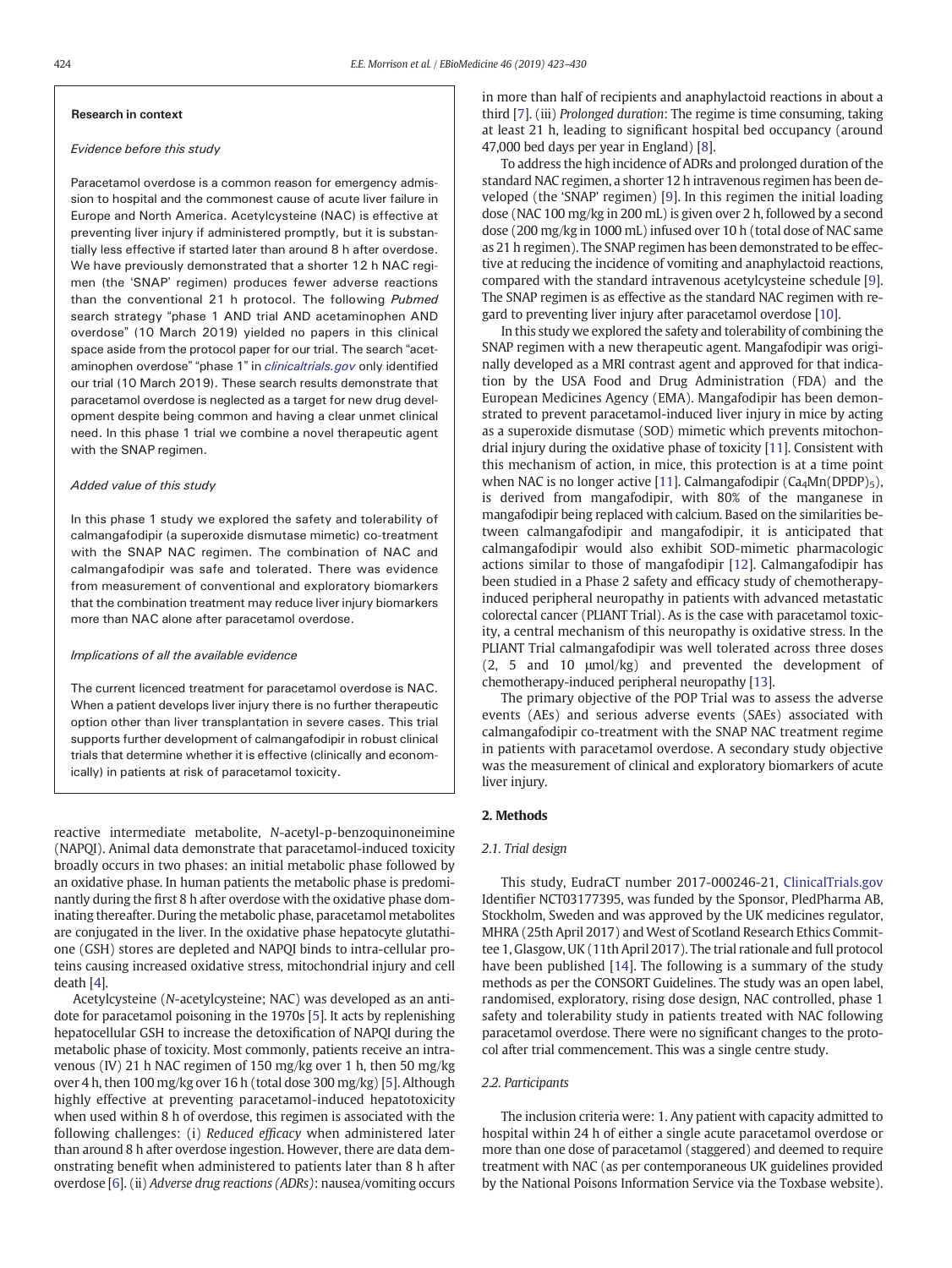**Research in context**

*Evidence before this study*

Paracetamol overdose is a common reason for emergency admission to hospital and the commonest cause of acute liver failure in Europe and North America. Acetylcysteine (NAC) is effective at preventing liver injury if administered promptly, but it is substantially less effective if started later than around 8 h after overdose. We have previously demonstrated that a shorter 12 h NAC regimen (the 'SNAP' regimen) produces fewer adverse reactions than the conventional 21 h protocol. The following *Pubmed* search strategy "phase 1 AND trial AND acetaminophen AND overdose" (10 March 2019) yielded no papers in this clinical space aside from the protocol paper for our trial. The search "acetaminophen overdose" "phase 1" in *clinicaltrials.gov* only identified our trial (10 March 2019). These search results demonstrate that paracetamol overdose is neglected as a target for new drug development despite being common and having a clear unmet clinical need. In this phase 1 trial we combine a novel therapeutic agent with the SNAP regimen.

*Added value of this study*

In this phase 1 study we explored the safety and tolerability of calmangafodipir (a superoxide dismutase mimetic) co-treatment with the SNAP NAC regimen. The combination of NAC and calmangafodipir was safe and tolerated. There was evidence from measurement of conventional and exploratory biomarkers that the combination treatment may reduce liver injury biomarkers more than NAC alone after paracetamol overdose.

*Implications of all the available evidence*

The current licenced treatment for paracetamol overdose is NAC. When a patient develops liver injury there is no further therapeutic option other than liver transplantation in severe cases. This trial supports further development of calmangafodipir in robust clinical trials that determine whether it is effective (clinically and economically) in patients at risk of paracetamol toxicity.

reactive intermediate metabolite, *N*-acetyl-p-benzoquinoneimine (NAPQI). Animal data demonstrate that paracetamol-induced toxicity broadly occurs in two phases: an initial metabolic phase followed by an oxidative phase. In human patients the metabolic phase is predominantly during the first 8 h after overdose with the oxidative phase dominating thereafter. During the metabolic phase, paracetamol metabolites are conjugated in the liver. In the oxidative phase hepatocyte glutathione (GSH) stores are depleted and NAPQI binds to intra-cellular proteins causing increased oxidative stress, mitochondrial injury and cell death [4].

Acetylcysteine (*N*-acetylcysteine; NAC) was developed as an antidote for paracetamol poisoning in the 1970s [5]. It acts by replenishing hepatocellular GSH to increase the detoxification of NAPQI during the metabolic phase of toxicity. Most commonly, patients receive an intravenous (IV) 21 h NAC regimen of 150 mg/kg over 1 h, then 50 mg/kg over 4 h, then 100 mg/kg over 16 h (total dose 300 mg/kg) [5]. Although highly effective at preventing paracetamol-induced hepatotoxicity when used within 8 h of overdose, this regimen is associated with the following challenges: (i) *Reduced efficacy* when administered later than around 8 h after overdose ingestion. However, there are data demonstrating benefit when administered to patients later than 8 h after overdose [6]. (ii) *Adverse drug reactions (ADRs)*: nausea/vomiting occurs in more than half of recipients and anaphylactoid reactions in about a third [7]. (iii) *Prolonged duration*: The regime is time consuming, taking at least 21 h, leading to significant hospital bed occupancy (around 47,000 bed days per year in England) [8].

To address the high incidence of ADRs and prolonged duration of the standard NAC regimen, a shorter 12 h intravenous regimen has been developed (the 'SNAP' regimen) [9]. In this regimen the initial loading dose (NAC 100 mg/kg in 200 mL) is given over 2 h, followed by a second dose (200 mg/kg in 1000 mL) infused over 10 h (total dose of NAC same as 21 h regimen). The SNAP regimen has been demonstrated to be effective at reducing the incidence of vomiting and anaphylactoid reactions, compared with the standard intravenous acetylcysteine schedule [9]. The SNAP regimen is as effective as the standard NAC regimen with regard to preventing liver injury after paracetamol overdose [10].

In this study we explored the safety and tolerability of combining the SNAP regimen with a new therapeutic agent. Mangafodipir was originally developed as a MRI contrast agent and approved for that indication by the USA Food and Drug Administration (FDA) and the European Medicines Agency (EMA). Mangafodipir has been demonstrated to prevent paracetamol-induced liver injury in mice by acting as a superoxide dismutase (SOD) mimetic which prevents mitochondrial injury during the oxidative phase of toxicity [11]. Consistent with this mechanism of action, in mice, this protection is at a time point when NAC is no longer active [11]. Calmangafodipir ($Ca_4Mn(DPDP)_5$), is derived from mangafodipir, with 80% of the manganese in mangafodipir being replaced with calcium. Based on the similarities between calmangafodipir and mangafodipir, it is anticipated that calmangafodipir would also exhibit SOD-mimetic pharmacologic actions similar to those of mangafodipir [12]. Calmangafodipir has been studied in a Phase 2 safety and efficacy study of chemotherapy-induced peripheral neuropathy in patients with advanced metastatic colorectal cancer (PLIANT Trial). As is the case with paracetamol toxicity, a central mechanism of this neuropathy is oxidative stress. In the PLIANT Trial calmangafodipir was well tolerated across three doses (2, 5 and 10 μmol/kg) and prevented the development of chemotherapy-induced peripheral neuropathy [13].

The primary objective of the POP Trial was to assess the adverse events (AEs) and serious adverse events (SAEs) associated with calmangafodipir co-treatment with the SNAP NAC treatment regime in patients with paracetamol overdose. A secondary study objective was the measurement of clinical and exploratory biomarkers of acute liver injury.

## 2. Methods

### 2.1. Trial design

This study, EudraCT number 2017-000246-21, ClinicalTrials.gov Identifier NCT03177395, was funded by the Sponsor, PledPharma AB, Stockholm, Sweden and was approved by the UK medicines regulator, MHRA (25th April 2017) and West of Scotland Research Ethics Committee 1, Glasgow, UK (11th April 2017). The trial rationale and full protocol have been published [14]. The following is a summary of the study methods as per the CONSORT Guidelines. The study was an open label, randomised, exploratory, rising dose design, NAC controlled, phase 1 safety and tolerability study in patients treated with NAC following paracetamol overdose. There were no significant changes to the protocol after trial commencement. This was a single centre study.

### 2.2. Participants

The inclusion criteria were: 1. Any patient with capacity admitted to hospital within 24 h of either a single acute paracetamol overdose or more than one dose of paracetamol (staggered) and deemed to require treatment with NAC (as per contemporaneous UK guidelines provided by the National Poisons Information Service via the Toxbase website).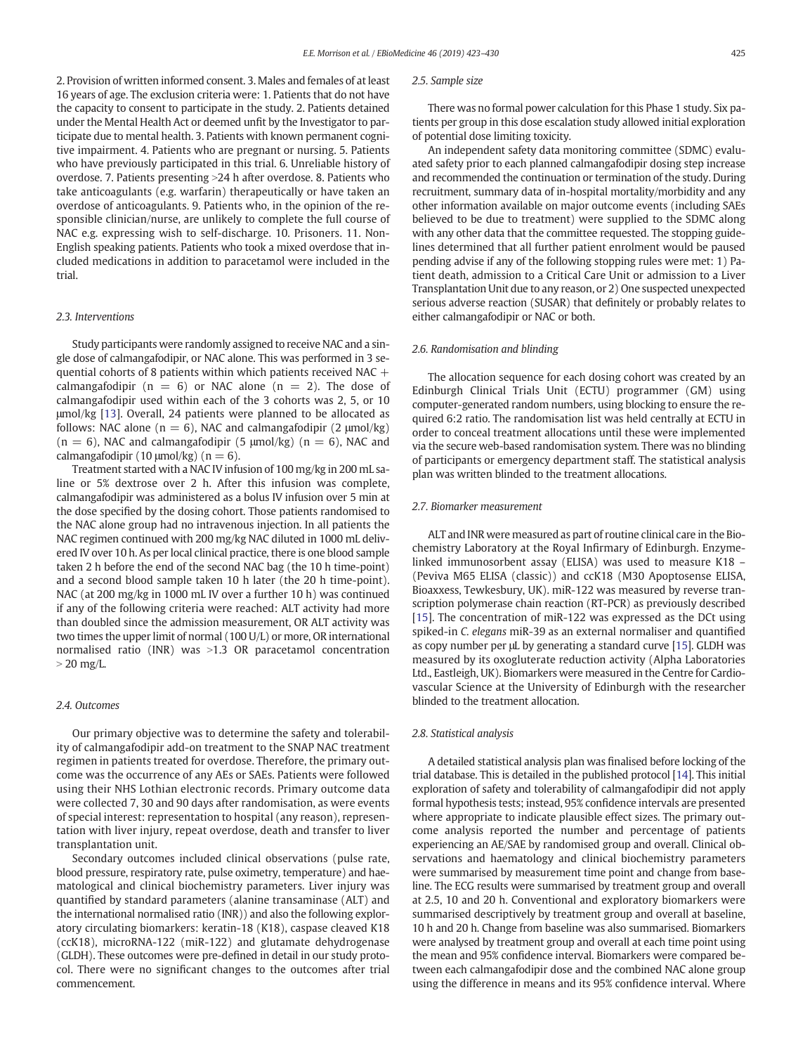2. Provision of written informed consent. 3. Males and females of at least 16 years of age. The exclusion criteria were: 1. Patients that do not have the capacity to consent to participate in the study. 2. Patients detained under the Mental Health Act or deemed unfit by the Investigator to participate due to mental health. 3. Patients with known permanent cognitive impairment. 4. Patients who are pregnant or nursing. 5. Patients who have previously participated in this trial. 6. Unreliable history of overdose. 7. Patients presenting >24 h after overdose. 8. Patients who take anticoagulants (e.g. warfarin) therapeutically or have taken an overdose of anticoagulants. 9. Patients who, in the opinion of the responsible clinician/nurse, are unlikely to complete the full course of NAC e.g. expressing wish to self-discharge. 10. Prisoners. 11. Non-English speaking patients. Patients who took a mixed overdose that included medications in addition to paracetamol were included in the trial.

### 2.3. Interventions

Study participants were randomly assigned to receive NAC and a single dose of calmangafodipir, or NAC alone. This was performed in 3 sequential cohorts of 8 patients within which patients received NAC + calmangafodipir ($n = 6$) or NAC alone ($n = 2$). The dose of calmangafodipir used within each of the 3 cohorts was 2, 5, or 10 μmol/kg [13]. Overall, 24 patients were planned to be allocated as follows: NAC alone ($n = 6$), NAC and calmangafodipir (2 μmol/kg) ($n = 6$), NAC and calmangafodipir (5 μmol/kg) ($n = 6$), NAC and calmangafodipir (10 μmol/kg) ($n = 6$).

Treatment started with a NAC IV infusion of 100 mg/kg in 200 mL saline or 5% dextrose over 2 h. After this infusion was complete, calmangafodipir was administered as a bolus IV infusion over 5 min at the dose specified by the dosing cohort. Those patients randomised to the NAC alone group had no intravenous injection. In all patients the NAC regimen continued with 200 mg/kg NAC diluted in 1000 mL delivered IV over 10 h. As per local clinical practice, there is one blood sample taken 2 h before the end of the second NAC bag (the 10 h time-point) and a second blood sample taken 10 h later (the 20 h time-point). NAC (at 200 mg/kg in 1000 mL IV over a further 10 h) was continued if any of the following criteria were reached: ALT activity had more than doubled since the admission measurement, OR ALT activity was two times the upper limit of normal (100 U/L) or more, OR international normalised ratio (INR) was >1.3 OR paracetamol concentration > 20 mg/L.

### 2.4. Outcomes

Our primary objective was to determine the safety and tolerability of calmangafodipir add-on treatment to the SNAP NAC treatment regimen in patients treated for overdose. Therefore, the primary outcome was the occurrence of any AEs or SAEs. Patients were followed using their NHS Lothian electronic records. Primary outcome data were collected 7, 30 and 90 days after randomisation, as were events of special interest: representation to hospital (any reason), representation with liver injury, repeat overdose, death and transfer to liver transplantation unit.

Secondary outcomes included clinical observations (pulse rate, blood pressure, respiratory rate, pulse oximetry, temperature) and haematological and clinical biochemistry parameters. Liver injury was quantified by standard parameters (alanine transaminase (ALT) and the international normalised ratio (INR)) and also the following exploratory circulating biomarkers: keratin-18 (K18), caspase cleaved K18 (ccK18), microRNA-122 (miR-122) and glutamate dehydrogenase (GLDH). These outcomes were pre-defined in detail in our study protocol. There were no significant changes to the outcomes after trial commencement.

### 2.5. Sample size

There was no formal power calculation for this Phase 1 study. Six patients per group in this dose escalation study allowed initial exploration of potential dose limiting toxicity.

An independent safety data monitoring committee (SDMC) evaluated safety prior to each planned calmangafodipir dosing step increase and recommended the continuation or termination of the study. During recruitment, summary data of in-hospital mortality/morbidity and any other information available on major outcome events (including SAEs believed to be due to treatment) were supplied to the SDMC along with any other data that the committee requested. The stopping guidelines determined that all further patient enrolment would be paused pending advise if any of the following stopping rules were met: 1) Patient death, admission to a Critical Care Unit or admission to a Liver Transplantation Unit due to any reason, or 2) One suspected unexpected serious adverse reaction (SUSAR) that definitely or probably relates to either calmangafodipir or NAC or both.

### 2.6. Randomisation and blinding

The allocation sequence for each dosing cohort was created by an Edinburgh Clinical Trials Unit (ECTU) programmer (GM) using computer-generated random numbers, using blocking to ensure the required 6:2 ratio. The randomisation list was held centrally at ECTU in order to conceal treatment allocations until these were implemented via the secure web-based randomisation system. There was no blinding of participants or emergency department staff. The statistical analysis plan was written blinded to the treatment allocations.

### 2.7. Biomarker measurement

ALT and INR were measured as part of routine clinical care in the Biochemistry Laboratory at the Royal Infirmary of Edinburgh. Enzyme-linked immunosorbent assay (ELISA) was used to measure K18 – (Peviva M65 ELISA (classic)) and ccK18 (M30 Apoptosense ELISA, Bioaxxess, Tewkesbury, UK). miR-122 was measured by reverse transcription polymerase chain reaction (RT-PCR) as previously described [15]. The concentration of miR-122 was expressed as the DCt using spiked-in *C. elegans* miR-39 as an external normaliser and quantified as copy number per μL by generating a standard curve [15]. GLDH was measured by its oxoglutarate reduction activity (Alpha Laboratories Ltd., Eastleigh, UK). Biomarkers were measured in the Centre for Cardiovascular Science at the University of Edinburgh with the researcher blinded to the treatment allocation.

### 2.8. Statistical analysis

A detailed statistical analysis plan was finalised before locking of the trial database. This is detailed in the published protocol [14]. This initial exploration of safety and tolerability of calmangafodipir did not apply formal hypothesis tests; instead, 95% confidence intervals are presented where appropriate to indicate plausible effect sizes. The primary outcome analysis reported the number and percentage of patients experiencing an AE/SAE by randomised group and overall. Clinical observations and haematology and clinical biochemistry parameters were summarised by measurement time point and change from baseline. The ECG results were summarised by treatment group and overall at 2.5, 10 and 20 h. Conventional and exploratory biomarkers were summarised descriptively by treatment group and overall at baseline, 10 h and 20 h. Change from baseline was also summarised. Biomarkers were analysed by treatment group and overall at each time point using the mean and 95% confidence interval. Biomarkers were compared between each calmangafodipir dose and the combined NAC alone group using the difference in means and its 95% confidence interval. Where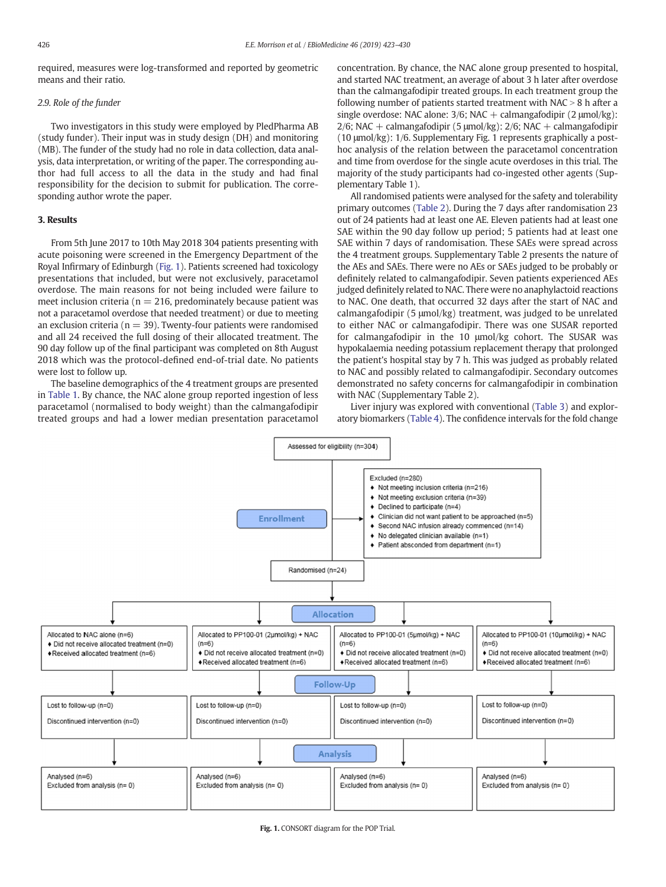required, measures were log-transformed and reported by geometric means and their ratio.

### 2.9. Role of the funder

Two investigators in this study were employed by PledPharma AB (study funder). Their input was in study design (DH) and monitoring (MB). The funder of the study had no role in data collection, data analysis, data interpretation, or writing of the paper. The corresponding author had full access to all the data in the study and had final responsibility for the decision to submit for publication. The corresponding author wrote the paper.

## 3. Results

From 5th June 2017 to 10th May 2018 304 patients presenting with acute poisoning were screened in the Emergency Department of the Royal Infirmary of Edinburgh (Fig. 1). Patients screened had toxicology presentations that included, but were not exclusively, paracetamol overdose. The main reasons for not being included were failure to meet inclusion criteria (n = 216, predominately because patient was not a paracetamol overdose that needed treatment) or due to meeting an exclusion criteria (n = 39). Twenty-four patients were randomised and all 24 received the full dosing of their allocated treatment. The 90 day follow up of the final participant was completed on 8th August 2018 which was the protocol-defined end-of-trial date. No patients were lost to follow up.

The baseline demographics of the 4 treatment groups are presented in Table 1. By chance, the NAC alone group reported ingestion of less paracetamol (normalised to body weight) than the calmangafodipir treated groups and had a lower median presentation paracetamol concentration. By chance, the NAC alone group presented to hospital, and started NAC treatment, an average of about 3 h later after overdose than the calmangafodipir treated groups. In each treatment group the following number of patients started treatment with NAC > 8 h after a single overdose: NAC alone: 3/6; NAC + calmangafodipir (2 μmol/kg): 2/6; NAC + calmangafodipir (5 μmol/kg): 2/6; NAC + calmangafodipir (10 μmol/kg): 1/6. Supplementary Fig. 1 represents graphically a post-hoc analysis of the relation between the paracetamol concentration and time from overdose for the single acute overdoses in this trial. The majority of the study participants had co-ingested other agents (Supplementary Table 1).

All randomised patients were analysed for the safety and tolerability primary outcomes (Table 2). During the 7 days after randomisation 23 out of 24 patients had at least one AE. Eleven patients had at least one SAE within the 90 day follow up period; 5 patients had at least one SAE within 7 days of randomisation. These SAEs were spread across the 4 treatment groups. Supplementary Table 2 presents the nature of the AEs and SAEs. There were no AEs or SAEs judged to be probably or definitely related to calmangafodipir. Seven patients experienced AEs judged definitely related to NAC. There were no anaphylactoid reactions to NAC. One death, that occurred 32 days after the start of NAC and calmangafodipir (5 μmol/kg) treatment, was judged to be unrelated to either NAC or calmangafodipir. There was one SUSAR reported for calmangafodipir in the 10 μmol/kg cohort. The SUSAR was hypokalaemia needing potassium replacement therapy that prolonged the patient's hospital stay by 7 h. This was judged as probably related to NAC and possibly related to calmangafodipir. Secondary outcomes demonstrated no safety concerns for calmangafodipir in combination with NAC (Supplementary Table 2).

Liver injury was explored with conventional (Table 3) and exploratory biomarkers (Table 4). The confidence intervals for the fold change

Assessed for eligibility (n=304)

**Enrollment**

Excluded (n=280)
- Not meeting inclusion criteria (n=216)
- Not meeting exclusion criteria (n=39)
- Declined to participate (n=4)
- Clinician did not want patient to be approached (n=5)
- Second NAC infusion already commenced (n=14)
- No delegated clinician available (n=1)
- Patient absconded from department (n=1)

Randomised (n=24)

**Allocation**

| Allocated to NAC alone (n=6) | Allocated to PP100-01 (2μmol/kg) + NAC (n=6) | Allocated to PP100-01 (5μmol/kg) + NAC (n=6) | Allocated to PP100-01 (10μmol/kg) + NAC (n=6) |
|---|---|---|---|
| Did not receive allocated treatment (n=0); Received allocated treatment (n=6) | Did not receive allocated treatment (n=0); Received allocated treatment (n=6) | Did not receive allocated treatment (n=0); Received allocated treatment (n=6) | Did not receive allocated treatment (n=0); Received allocated treatment (n=6) |

**Follow-Up**

| Lost to follow-up (n=0); Discontinued intervention (n=0) | Lost to follow-up (n=0); Discontinued intervention (n=0) | Lost to follow-up (n=0); Discontinued intervention (n=0) | Lost to follow-up (n=0); Discontinued intervention (n=0) |
|---|---|---|---|

**Analysis**

| Analysed (n=6); Excluded from analysis (n= 0) | Analysed (n=6); Excluded from analysis (n= 0) | Analysed (n=6); Excluded from analysis (n= 0) | Analysed (n=6); Excluded from analysis (n= 0) |
|---|---|---|---|

**Fig. 1.** CONSORT diagram for the POP Trial.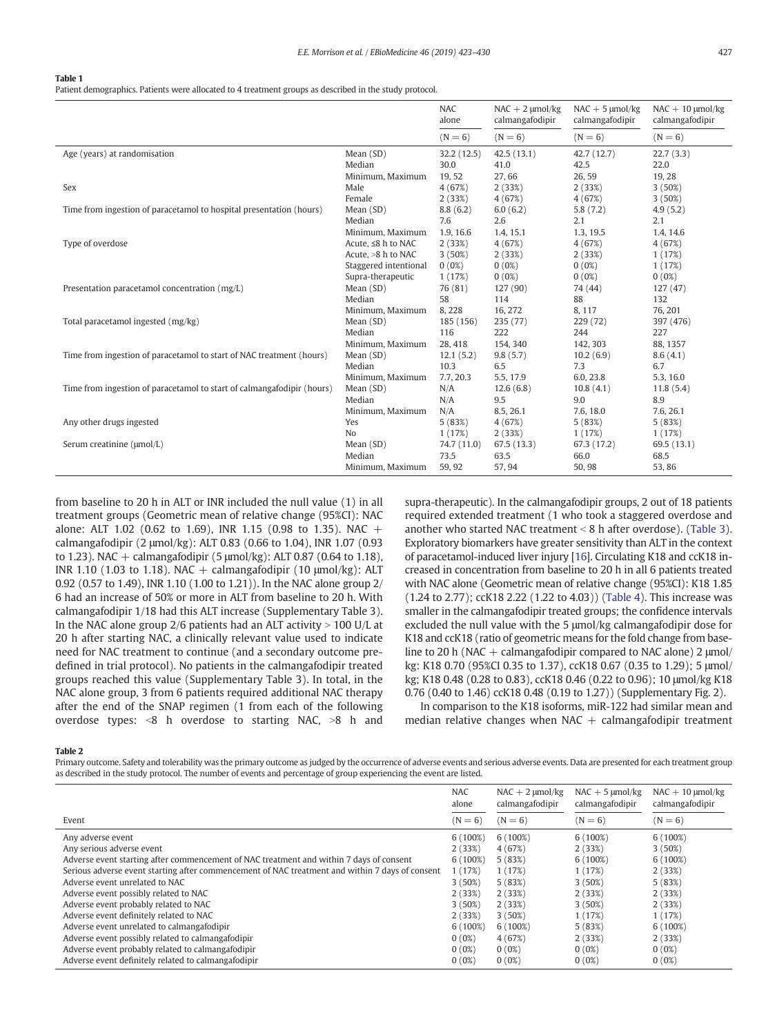**Table 1**
Patient demographics. Patients were allocated to 4 treatment groups as described in the study protocol.

| | | NAC alone (N = 6) | NAC + 2 μmol/kg calmangafodipir (N = 6) | NAC + 5 μmol/kg calmangafodipir (N = 6) | NAC + 10 μmol/kg calmangafodipir (N = 6) |
|---|---|---|---|---|---|
| Age (years) at randomisation | Mean (SD) | 32.2 (12.5) | 42.5 (13.1) | 42.7 (12.7) | 22.7 (3.3) |
| | Median | 30.0 | 41.0 | 42.5 | 22.0 |
| | Minimum, Maximum | 19, 52 | 27, 66 | 26, 59 | 19, 28 |
| Sex | Male | 4 (67%) | 2 (33%) | 2 (33%) | 3 (50%) |
| | Female | 2 (33%) | 4 (67%) | 4 (67%) | 3 (50%) |
| Time from ingestion of paracetamol to hospital presentation (hours) | Mean (SD) | 8.8 (6.2) | 6.0 (6.2) | 5.8 (7.2) | 4.9 (5.2) |
| | Median | 7.6 | 2.6 | 2.1 | 2.1 |
| | Minimum, Maximum | 1.9, 16.6 | 1.4, 15.1 | 1.3, 19.5 | 1.4, 14.6 |
| Type of overdose | Acute, ≤8 h to NAC | 2 (33%) | 4 (67%) | 4 (67%) | 4 (67%) |
| | Acute, >8 h to NAC | 3 (50%) | 2 (33%) | 2 (33%) | 1 (17%) |
| | Staggered intentional | 0 (0%) | 0 (0%) | 0 (0%) | 1 (17%) |
| | Supra-therapeutic | 1 (17%) | 0 (0%) | 0 (0%) | 0 (0%) |
| Presentation paracetamol concentration (mg/L) | Mean (SD) | 76 (81) | 127 (90) | 74 (44) | 127 (47) |
| | Median | 58 | 114 | 88 | 132 |
| | Minimum, Maximum | 8, 228 | 16, 272 | 8, 117 | 76, 201 |
| Total paracetamol ingested (mg/kg) | Mean (SD) | 185 (156) | 235 (77) | 229 (72) | 397 (476) |
| | Median | 116 | 222 | 244 | 227 |
| | Minimum, Maximum | 28, 418 | 154, 340 | 142, 303 | 88, 1357 |
| Time from ingestion of paracetamol to start of NAC treatment (hours) | Mean (SD) | 12.1 (5.2) | 9.8 (5.7) | 10.2 (6.9) | 8.6 (4.1) |
| | Median | 10.3 | 6.5 | 7.3 | 6.7 |
| | Minimum, Maximum | 7.7, 20.3 | 5.5, 17.9 | 6.0, 23.8 | 5.3, 16.0 |
| Time from ingestion of paracetamol to start of calmangafodipir (hours) | Mean (SD) | N/A | 12.6 (6.8) | 10.8 (4.1) | 11.8 (5.4) |
| | Median | N/A | 9.5 | 9.0 | 8.9 |
| | Minimum, Maximum | N/A | 8.5, 26.1 | 7.6, 18.0 | 7.6, 26.1 |
| Any other drugs ingested | Yes | 5 (83%) | 4 (67%) | 5 (83%) | 5 (83%) |
| | No | 1 (17%) | 2 (33%) | 1 (17%) | 1 (17%) |
| Serum creatinine (μmol/L) | Mean (SD) | 74.7 (11.0) | 67.5 (13.3) | 67.3 (17.2) | 69.5 (13.1) |
| | Median | 73.5 | 63.5 | 66.0 | 68.5 |
| | Minimum, Maximum | 59, 92 | 57, 94 | 50, 98 | 53, 86 |

from baseline to 20 h in ALT or INR included the null value (1) in all treatment groups (Geometric mean of relative change (95%CI): NAC alone: ALT 1.02 (0.62 to 1.69), INR 1.15 (0.98 to 1.35). NAC + calmangafodipir (2 μmol/kg): ALT 0.83 (0.66 to 1.04), INR 1.07 (0.93 to 1.23). NAC + calmangafodipir (5 μmol/kg): ALT 0.87 (0.64 to 1.18), INR 1.10 (1.03 to 1.18). NAC + calmangafodipir (10 μmol/kg): ALT 0.92 (0.57 to 1.49), INR 1.10 (1.00 to 1.21)). In the NAC alone group 2/6 had an increase of 50% or more in ALT from baseline to 20 h. With calmangafodipir 1/18 had this ALT increase (Supplementary Table 3). In the NAC alone group 2/6 patients had an ALT activity > 100 U/L at 20 h after starting NAC, a clinically relevant value used to indicate need for NAC treatment to continue (and a secondary outcome predefined in trial protocol). No patients in the calmangafodipir treated groups reached this value (Supplementary Table 3). In total, in the NAC alone group, 3 from 6 patients required additional NAC therapy after the end of the SNAP regimen (1 from each of the following overdose types: <8 h overdose to starting NAC, >8 h and supra-therapeutic). In the calmangafodipir groups, 2 out of 18 patients required extended treatment (1 who took a staggered overdose and another who started NAC treatment < 8 h after overdose). (Table 3). Exploratory biomarkers have greater sensitivity than ALT in the context of paracetamol-induced liver injury [16]. Circulating K18 and ccK18 increased in concentration from baseline to 20 h in all 6 patients treated with NAC alone (Geometric mean of relative change (95%CI): K18 1.85 (1.24 to 2.77); ccK18 2.22 (1.22 to 4.03)) (Table 4). This increase was smaller in the calmangafodipir treated groups; the confidence intervals excluded the null value with the 5 μmol/kg calmangafodipir dose for K18 and ccK18 (ratio of geometric means for the fold change from baseline to 20 h (NAC + calmangafodipir compared to NAC alone) 2 μmol/kg: K18 0.70 (95%CI 0.35 to 1.37), ccK18 0.67 (0.35 to 1.29); 5 μmol/kg; K18 0.48 (0.28 to 0.83), ccK18 0.46 (0.22 to 0.96); 10 μmol/kg K18 0.76 (0.40 to 1.46) ccK18 0.48 (0.19 to 1.27)) (Supplementary Fig. 2).

In comparison to the K18 isoforms, miR-122 had similar mean and median relative changes when NAC + calmangafodipir treatment

**Table 2**
Primary outcome. Safety and tolerability was the primary outcome as judged by the occurrence of adverse events and serious adverse events. Data are presented for each treatment group as described in the study protocol. The number of events and percentage of group experiencing the event are listed.

| Event | NAC alone (N = 6) | NAC + 2 μmol/kg calmangafodipir (N = 6) | NAC + 5 μmol/kg calmangafodipir (N = 6) | NAC + 10 μmol/kg calmangafodipir (N = 6) |
|---|---|---|---|---|
| Any adverse event | 6 (100%) | 6 (100%) | 6 (100%) | 6 (100%) |
| Any serious adverse event | 2 (33%) | 4 (67%) | 2 (33%) | 3 (50%) |
| Adverse event starting after commencement of NAC treatment and within 7 days of consent | 6 (100%) | 5 (83%) | 6 (100%) | 6 (100%) |
| Serious adverse event starting after commencement of NAC treatment and within 7 days of consent | 1 (17%) | 1 (17%) | 1 (17%) | 2 (33%) |
| Adverse event unrelated to NAC | 3 (50%) | 5 (83%) | 3 (50%) | 5 (83%) |
| Adverse event possibly related to NAC | 2 (33%) | 2 (33%) | 2 (33%) | 2 (33%) |
| Adverse event probably related to NAC | 3 (50%) | 2 (33%) | 3 (50%) | 2 (33%) |
| Adverse event definitely related to NAC | 2 (33%) | 3 (50%) | 1 (17%) | 1 (17%) |
| Adverse event unrelated to calmangafodipir | 6 (100%) | 6 (100%) | 5 (83%) | 6 (100%) |
| Adverse event possibly related to calmangafodipir | 0 (0%) | 4 (67%) | 2 (33%) | 2 (33%) |
| Adverse event probably related to calmangafodipir | 0 (0%) | 0 (0%) | 0 (0%) | 0 (0%) |
| Adverse event definitely related to calmangafodipir | 0 (0%) | 0 (0%) | 0 (0%) | 0 (0%) |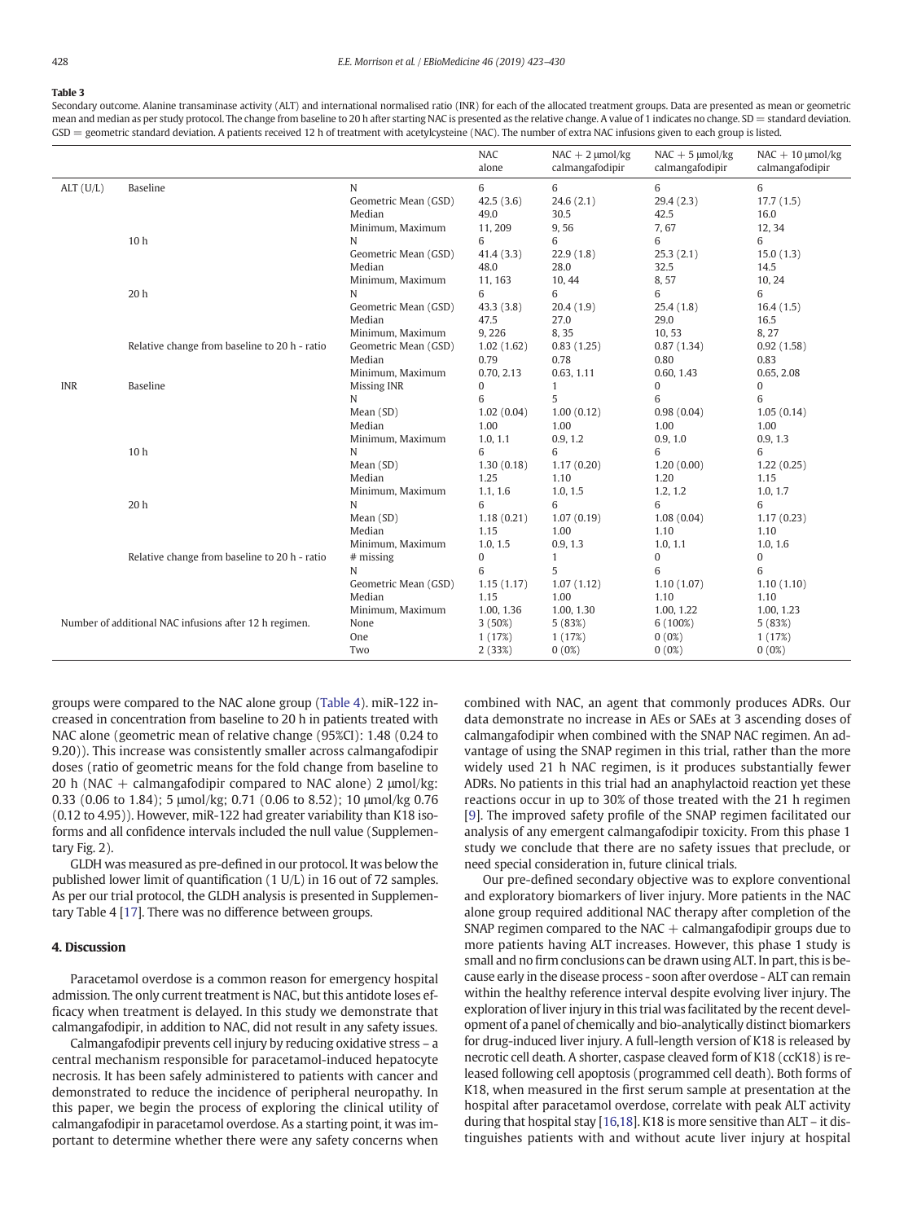**Table 3**
Secondary outcome. Alanine transaminase activity (ALT) and international normalised ratio (INR) for each of the allocated treatment groups. Data are presented as mean or geometric mean and median as per study protocol. The change from baseline to 20 h after starting NAC is presented as the relative change. A value of 1 indicates no change. SD = standard deviation. GSD = geometric standard deviation. A patients received 12 h of treatment with acetylcysteine (NAC). The number of extra NAC infusions given to each group is listed.

| | | | NAC alone | NAC + 2 μmol/kg calmangafodipir | NAC + 5 μmol/kg calmangafodipir | NAC + 10 μmol/kg calmangafodipir |
|---|---|---|---|---|---|---|
| ALT (U/L) | Baseline | N | 6 | 6 | 6 | 6 |
| | | Geometric Mean (GSD) | 42.5 (3.6) | 24.6 (2.1) | 29.4 (2.3) | 17.7 (1.5) |
| | | Median | 49.0 | 30.5 | 42.5 | 16.0 |
| | | Minimum, Maximum | 11, 209 | 9, 56 | 7, 67 | 12, 34 |
| | 10 h | N | 6 | 6 | 6 | 6 |
| | | Geometric Mean (GSD) | 41.4 (3.3) | 22.9 (1.8) | 25.3 (2.1) | 15.0 (1.3) |
| | | Median | 48.0 | 28.0 | 32.5 | 14.5 |
| | | Minimum, Maximum | 11, 163 | 10, 44 | 8, 57 | 10, 24 |
| | 20 h | N | 6 | 6 | 6 | 6 |
| | | Geometric Mean (GSD) | 43.3 (3.8) | 20.4 (1.9) | 25.4 (1.8) | 16.4 (1.5) |
| | | Median | 47.5 | 27.0 | 29.0 | 16.5 |
| | | Minimum, Maximum | 9, 226 | 8, 35 | 10, 53 | 8, 27 |
| | Relative change from baseline to 20 h - ratio | Geometric Mean (GSD) | 1.02 (1.62) | 0.83 (1.25) | 0.87 (1.34) | 0.92 (1.58) |
| | | Median | 0.79 | 0.78 | 0.80 | 0.83 |
| | | Minimum, Maximum | 0.70, 2.13 | 0.63, 1.11 | 0.60, 1.43 | 0.65, 2.08 |
| INR | Baseline | Missing INR | 0 | 1 | 0 | 0 |
| | | N | 6 | 5 | 6 | 6 |
| | | Mean (SD) | 1.02 (0.04) | 1.00 (0.12) | 0.98 (0.04) | 1.05 (0.14) |
| | | Median | 1.00 | 1.00 | 1.00 | 1.00 |
| | | Minimum, Maximum | 1.0, 1.1 | 0.9, 1.2 | 0.9, 1.0 | 0.9, 1.3 |
| | 10 h | N | 6 | 6 | 6 | 6 |
| | | Mean (SD) | 1.30 (0.18) | 1.17 (0.20) | 1.20 (0.00) | 1.22 (0.25) |
| | | Median | 1.25 | 1.10 | 1.20 | 1.15 |
| | | Minimum, Maximum | 1.1, 1.6 | 1.0, 1.5 | 1.2, 1.2 | 1.0, 1.7 |
| | 20 h | N | 6 | 6 | 6 | 6 |
| | | Mean (SD) | 1.18 (0.21) | 1.07 (0.19) | 1.08 (0.04) | 1.17 (0.23) |
| | | Median | 1.15 | 1.00 | 1.10 | 1.10 |
| | | Minimum, Maximum | 1.0, 1.5 | 0.9, 1.3 | 1.0, 1.1 | 1.0, 1.6 |
| | Relative change from baseline to 20 h - ratio | # missing | 0 | 1 | 0 | 0 |
| | | N | 6 | 5 | 6 | 6 |
| | | Geometric Mean (GSD) | 1.15 (1.17) | 1.07 (1.12) | 1.10 (1.07) | 1.10 (1.10) |
| | | Median | 1.15 | 1.00 | 1.10 | 1.10 |
| | | Minimum, Maximum | 1.00, 1.36 | 1.00, 1.30 | 1.00, 1.22 | 1.00, 1.23 |
| Number of additional NAC infusions after 12 h regimen. | | None | 3 (50%) | 5 (83%) | 6 (100%) | 5 (83%) |
| | | One | 1 (17%) | 1 (17%) | 0 (0%) | 1 (17%) |
| | | Two | 2 (33%) | 0 (0%) | 0 (0%) | 0 (0%) |

groups were compared to the NAC alone group (Table 4). miR-122 increased in concentration from baseline to 20 h in patients treated with NAC alone (geometric mean of relative change (95%CI): 1.48 (0.24 to 9.20)). This increase was consistently smaller across calmangafodipir doses (ratio of geometric means for the fold change from baseline to 20 h (NAC + calmangafodipir compared to NAC alone) 2 μmol/kg: 0.33 (0.06 to 1.84); 5 μmol/kg; 0.71 (0.06 to 8.52); 10 μmol/kg 0.76 (0.12 to 4.95)). However, miR-122 had greater variability than K18 isoforms and all confidence intervals included the null value (Supplementary Fig. 2).

GLDH was measured as pre-defined in our protocol. It was below the published lower limit of quantification (1 U/L) in 16 out of 72 samples. As per our trial protocol, the GLDH analysis is presented in Supplementary Table 4 [17]. There was no difference between groups.

## 4. Discussion

Paracetamol overdose is a common reason for emergency hospital admission. The only current treatment is NAC, but this antidote loses efficacy when treatment is delayed. In this study we demonstrate that calmangafodipir, in addition to NAC, did not result in any safety issues.

Calmangafodipir prevents cell injury by reducing oxidative stress – a central mechanism responsible for paracetamol-induced hepatocyte necrosis. It has been safely administered to patients with cancer and demonstrated to reduce the incidence of peripheral neuropathy. In this paper, we begin the process of exploring the clinical utility of calmangafodipir in paracetamol overdose. As a starting point, it was important to determine whether there were any safety concerns when combined with NAC, an agent that commonly produces ADRs. Our data demonstrate no increase in AEs or SAEs at 3 ascending doses of calmangafodipir when combined with the SNAP NAC regimen. An advantage of using the SNAP regimen in this trial, rather than the more widely used 21 h NAC regimen, is it produces substantially fewer ADRs. No patients in this trial had an anaphylactoid reaction yet these reactions occur in up to 30% of those treated with the 21 h regimen [9]. The improved safety profile of the SNAP regimen facilitated our analysis of any emergent calmangafodipir toxicity. From this phase 1 study we conclude that there are no safety issues that preclude, or need special consideration in, future clinical trials.

Our pre-defined secondary objective was to explore conventional and exploratory biomarkers of liver injury. More patients in the NAC alone group required additional NAC therapy after completion of the SNAP regimen compared to the NAC + calmangafodipir groups due to more patients having ALT increases. However, this phase 1 study is small and no firm conclusions can be drawn using ALT. In part, this is because early in the disease process - soon after overdose - ALT can remain within the healthy reference interval despite evolving liver injury. The exploration of liver injury in this trial was facilitated by the recent development of a panel of chemically and bio-analytically distinct biomarkers for drug-induced liver injury. A full-length version of K18 is released by necrotic cell death. A shorter, caspase cleaved form of K18 (ccK18) is released following cell apoptosis (programmed cell death). Both forms of K18, when measured in the first serum sample at presentation at the hospital after paracetamol overdose, correlate with peak ALT activity during that hospital stay [16,18]. K18 is more sensitive than ALT – it distinguishes patients with and without acute liver injury at hospital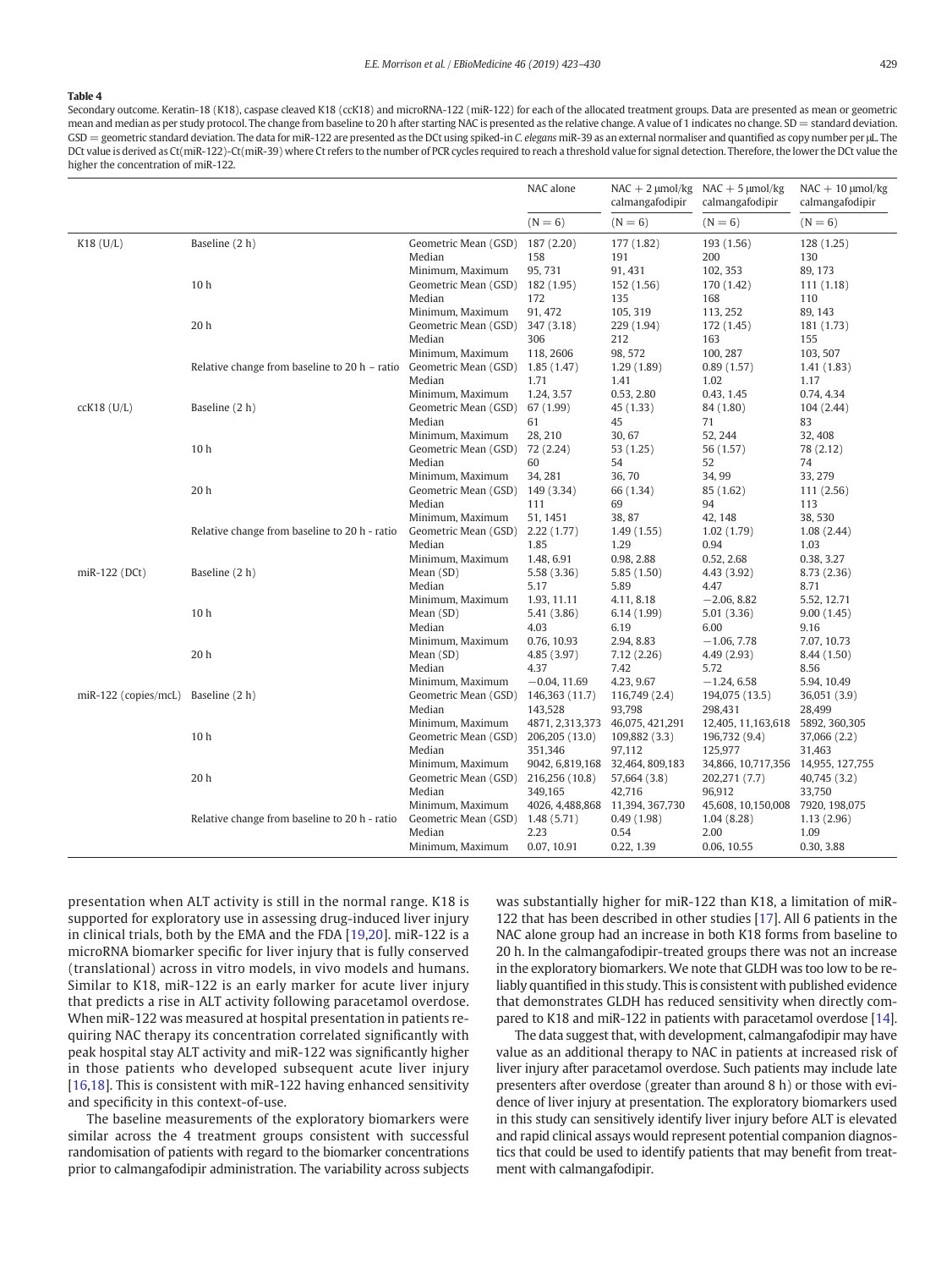**Table 4**

Secondary outcome. Keratin-18 (K18), caspase cleaved K18 (ccK18) and microRNA-122 (miR-122) for each of the allocated treatment groups. Data are presented as mean or geometric mean and median as per study protocol. The change from baseline to 20 h after starting NAC is presented as the relative change. A value of 1 indicates no change. SD = standard deviation. GSD = geometric standard deviation. The data for miR-122 are presented as the DCt using spiked-in *C. elegans* miR-39 as an external normaliser and quantified as copy number per μL. The DCt value is derived as Ct(miR-122)-Ct(miR-39) where Ct refers to the number of PCR cycles required to reach a threshold value for signal detection. Therefore, the lower the DCt value the higher the concentration of miR-122.

| | | | NAC alone | NAC + 2 μmol/kg calmangafodipir | NAC + 5 μmol/kg calmangafodipir | NAC + 10 μmol/kg calmangafodipir |
|---|---|---|---|---|---|---|
| | | | (N = 6) | (N = 6) | (N = 6) | (N = 6) |
| K18 (U/L) | Baseline (2 h) | Geometric Mean (GSD) | 187 (2.20) | 177 (1.82) | 193 (1.56) | 128 (1.25) |
| | | Median | 158 | 191 | 200 | 130 |
| | | Minimum, Maximum | 95, 731 | 91, 431 | 102, 353 | 89, 173 |
| | 10 h | Geometric Mean (GSD) | 182 (1.95) | 152 (1.56) | 170 (1.42) | 111 (1.18) |
| | | Median | 172 | 135 | 168 | 110 |
| | | Minimum, Maximum | 91, 472 | 105, 319 | 113, 252 | 89, 143 |
| | 20 h | Geometric Mean (GSD) | 347 (3.18) | 229 (1.94) | 172 (1.45) | 181 (1.73) |
| | | Median | 306 | 212 | 163 | 155 |
| | | Minimum, Maximum | 118, 2606 | 98, 572 | 100, 287 | 103, 507 |
| | Relative change from baseline to 20 h – ratio | Geometric Mean (GSD) | 1.85 (1.47) | 1.29 (1.89) | 0.89 (1.57) | 1.41 (1.83) |
| | | Median | 1.71 | 1.41 | 1.02 | 1.17 |
| | | Minimum, Maximum | 1.24, 3.57 | 0.53, 2.80 | 0.43, 1.45 | 0.74, 4.34 |
| ccK18 (U/L) | Baseline (2 h) | Geometric Mean (GSD) | 67 (1.99) | 45 (1.33) | 84 (1.80) | 104 (2.44) |
| | | Median | 61 | 45 | 71 | 83 |
| | | Minimum, Maximum | 28, 210 | 30, 67 | 52, 244 | 32, 408 |
| | 10 h | Geometric Mean (GSD) | 72 (2.24) | 53 (1.25) | 56 (1.57) | 78 (2.12) |
| | | Median | 60 | 54 | 52 | 74 |
| | | Minimum, Maximum | 34, 281 | 36, 70 | 34, 99 | 33, 279 |
| | 20 h | Geometric Mean (GSD) | 149 (3.34) | 66 (1.34) | 85 (1.62) | 111 (2.56) |
| | | Median | 111 | 69 | 94 | 113 |
| | | Minimum, Maximum | 51, 1451 | 38, 87 | 42, 148 | 38, 530 |
| | Relative change from baseline to 20 h - ratio | Geometric Mean (GSD) | 2.22 (1.77) | 1.49 (1.55) | 1.02 (1.79) | 1.08 (2.44) |
| | | Median | 1.85 | 1.29 | 0.94 | 1.03 |
| | | Minimum, Maximum | 1.48, 6.91 | 0.98, 2.88 | 0.52, 2.68 | 0.38, 3.27 |
| miR-122 (DCt) | Baseline (2 h) | Mean (SD) | 5.58 (3.36) | 5.85 (1.50) | 4.43 (3.92) | 8.73 (2.36) |
| | | Median | 5.17 | 5.89 | 4.47 | 8.71 |
| | | Minimum, Maximum | 1.93, 11.11 | 4.11, 8.18 | −2.06, 8.82 | 5.52, 12.71 |
| | 10 h | Mean (SD) | 5.41 (3.86) | 6.14 (1.99) | 5.01 (3.36) | 9.00 (1.45) |
| | | Median | 4.03 | 6.19 | 6.00 | 9.16 |
| | | Minimum, Maximum | 0.76, 10.93 | 2.94, 8.83 | −1.06, 7.78 | 7.07, 10.73 |
| | 20 h | Mean (SD) | 4.85 (3.97) | 7.12 (2.26) | 4.49 (2.93) | 8.44 (1.50) |
| | | Median | 4.37 | 7.42 | 5.72 | 8.56 |
| | | Minimum, Maximum | −0.04, 11.69 | 4.23, 9.67 | −1.24, 6.58 | 5.94, 10.49 |
| miR-122 (copies/mcL) | Baseline (2 h) | Geometric Mean (GSD) | 146,363 (11.7) | 116,749 (2.4) | 194,075 (13.5) | 36,051 (3.9) |
| | | Median | 143,528 | 93,798 | 298,431 | 28,499 |
| | | Minimum, Maximum | 4871, 2,313,373 | 46,075, 421,291 | 12,405, 11,163,618 | 5892, 360,305 |
| | 10 h | Geometric Mean (GSD) | 206,205 (13.0) | 109,882 (3.3) | 196,732 (9.4) | 37,066 (2.2) |
| | | Median | 351,346 | 97,112 | 125,977 | 31,463 |
| | | Minimum, Maximum | 9042, 6,819,168 | 32,464, 809,183 | 34,866, 10,717,356 | 14,955, 127,755 |
| | 20 h | Geometric Mean (GSD) | 216,256 (10.8) | 57,664 (3.8) | 202,271 (7.7) | 40,745 (3.2) |
| | | Median | 349,165 | 42,716 | 96,912 | 33,750 |
| | | Minimum, Maximum | 4026, 4,488,868 | 11,394, 367,730 | 45,608, 10,150,008 | 7920, 198,075 |
| | Relative change from baseline to 20 h - ratio | Geometric Mean (GSD) | 1.48 (5.71) | 0.49 (1.98) | 1.04 (8.28) | 1.13 (2.96) |
| | | Median | 2.23 | 0.54 | 2.00 | 1.09 |
| | | Minimum, Maximum | 0.07, 10.91 | 0.22, 1.39 | 0.06, 10.55 | 0.30, 3.88 |

presentation when ALT activity is still in the normal range. K18 is supported for exploratory use in assessing drug-induced liver injury in clinical trials, both by the EMA and the FDA [19,20]. miR-122 is a microRNA biomarker specific for liver injury that is fully conserved (translational) across in vitro models, in vivo models and humans. Similar to K18, miR-122 is an early marker for acute liver injury that predicts a rise in ALT activity following paracetamol overdose. When miR-122 was measured at hospital presentation in patients requiring NAC therapy its concentration correlated significantly with peak hospital stay ALT activity and miR-122 was significantly higher in those patients who developed subsequent acute liver injury [16,18]. This is consistent with miR-122 having enhanced sensitivity and specificity in this context-of-use.

The baseline measurements of the exploratory biomarkers were similar across the 4 treatment groups consistent with successful randomisation of patients with regard to the biomarker concentrations prior to calmangafodipir administration. The variability across subjects was substantially higher for miR-122 than K18, a limitation of miR-122 that has been described in other studies [17]. All 6 patients in the NAC alone group had an increase in both K18 forms from baseline to 20 h. In the calmangafodipir-treated groups there was not an increase in the exploratory biomarkers. We note that GLDH was too low to be reliably quantified in this study. This is consistent with published evidence that demonstrates GLDH has reduced sensitivity when directly compared to K18 and miR-122 in patients with paracetamol overdose [14].

The data suggest that, with development, calmangafodipir may have value as an additional therapy to NAC in patients at increased risk of liver injury after paracetamol overdose. Such patients may include late presenters after overdose (greater than around 8 h) or those with evidence of liver injury at presentation. The exploratory biomarkers used in this study can sensitively identify liver injury before ALT is elevated and rapid clinical assays would represent potential companion diagnostics that could be used to identify patients that may benefit from treatment with calmangafodipir.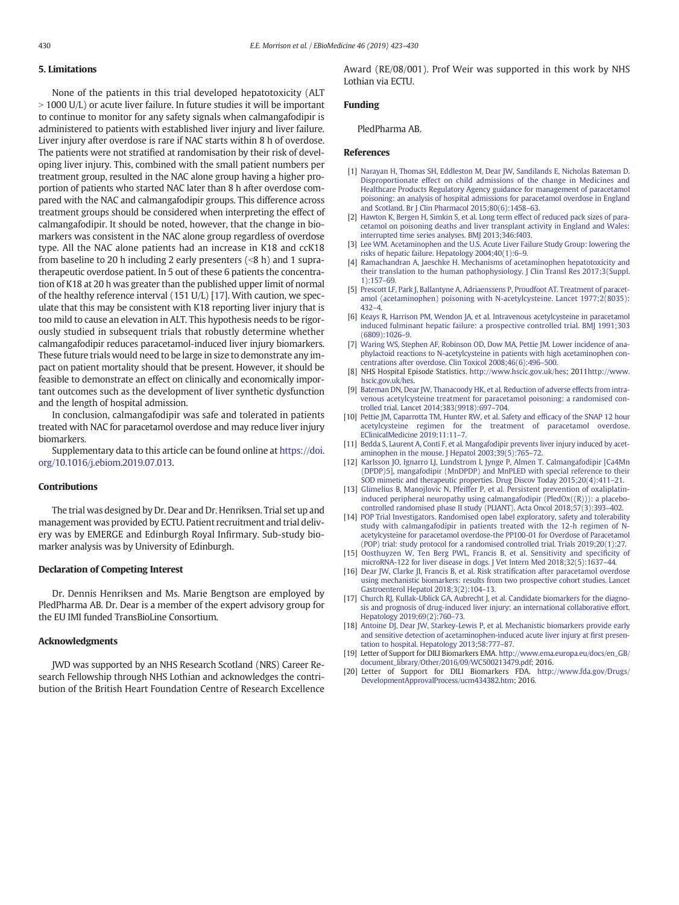## 5. Limitations

None of the patients in this trial developed hepatotoxicity (ALT > 1000 U/L) or acute liver failure. In future studies it will be important to continue to monitor for any safety signals when calmangafodipir is administered to patients with established liver injury and liver failure. Liver injury after overdose is rare if NAC starts within 8 h of overdose. The patients were not stratified at randomisation by their risk of developing liver injury. This, combined with the small patient numbers per treatment group, resulted in the NAC alone group having a higher proportion of patients who started NAC later than 8 h after overdose compared with the NAC and calmangafodipir groups. This difference across treatment groups should be considered when interpreting the effect of calmangafodipir. It should be noted, however, that the change in biomarkers was consistent in the NAC alone group regardless of overdose type. All the NAC alone patients had an increase in K18 and ccK18 from baseline to 20 h including 2 early presenters (<8 h) and 1 supra-therapeutic overdose patient. In 5 out of these 6 patients the concentration of K18 at 20 h was greater than the published upper limit of normal of the healthy reference interval (151 U/L) [17]. With caution, we speculate that this may be consistent with K18 reporting liver injury that is too mild to cause an elevation in ALT. This hypothesis needs to be rigorously studied in subsequent trials that robustly determine whether calmangafodipir reduces paracetamol-induced liver injury biomarkers. These future trials would need to be large in size to demonstrate any impact on patient mortality should that be present. However, it should be feasible to demonstrate an effect on clinically and economically important outcomes such as the development of liver synthetic dysfunction and the length of hospital admission.

In conclusion, calmangafodipir was safe and tolerated in patients treated with NAC for paracetamol overdose and may reduce liver injury biomarkers.

Supplementary data to this article can be found online at https://doi.org/10.1016/j.ebiom.2019.07.013.

## Contributions

The trial was designed by Dr. Dear and Dr. Henriksen. Trial set up and management was provided by ECTU. Patient recruitment and trial delivery was by EMERGE and Edinburgh Royal Infirmary. Sub-study biomarker analysis was by University of Edinburgh.

## Declaration of Competing Interest

Dr. Dennis Henriksen and Ms. Marie Bengtson are employed by PledPharma AB. Dr. Dear is a member of the expert advisory group for the EU IMI funded TransBioLine Consortium.

## Acknowledgments

JWD was supported by an NHS Research Scotland (NRS) Career Research Fellowship through NHS Lothian and acknowledges the contribution of the British Heart Foundation Centre of Research Excellence Award (RE/08/001). Prof Weir was supported in this work by NHS Lothian via ECTU.

## Funding

PledPharma AB.

## References

[1] Narayan H, Thomas SH, Eddleston M, Dear JW, Sandilands E, Nicholas Bateman D. Disproportionate effect on child admissions of the change in Medicines and Healthcare Products Regulatory Agency guidance for management of paracetamol poisoning: an analysis of hospital admissions for paracetamol overdose in England and Scotland. Br J Clin Pharmacol 2015;80(6):1458–63.

[2] Hawton K, Bergen H, Simkin S, et al. Long term effect of reduced pack sizes of paracetamol on poisoning deaths and liver transplant activity in England and Wales: interrupted time series analyses. BMJ 2013;346:f403.

[3] Lee WM. Acetaminophen and the U.S. Acute Liver Failure Study Group: lowering the risks of hepatic failure. Hepatology 2004;40(1):6–9.

[4] Ramachandran A, Jaeschke H. Mechanisms of acetaminophen hepatotoxicity and their translation to the human pathophysiology. J Clin Transl Res 2017;3(Suppl. 1):157–69.

[5] Prescott LF, Park J, Ballantyne A, Adriaenssens P, Proudfoot AT. Treatment of paracetamol (acetaminophen) poisoning with N-acetylcysteine. Lancet 1977;2(8035):432–4.

[6] Keays R, Harrison PM, Wendon JA, et al. Intravenous acetylcysteine in paracetamol induced fulminant hepatic failure: a prospective controlled trial. BMJ 1991;303(6809):1026–9.

[7] Waring WS, Stephen AF, Robinson OD, Dow MA, Pettie JM. Lower incidence of anaphylactoid reactions to N-acetylcysteine in patients with high acetaminophen concentrations after overdose. Clin Toxicol 2008;46(6):496–500.

[8] NHS Hospital Episode Statistics. http://www.hscic.gov.uk/hes; 2011http://www.hscic.gov.uk/hes.

[9] Bateman DN, Dear JW, Thanacoody HK, et al. Reduction of adverse effects from intravenous acetylcysteine treatment for paracetamol poisoning: a randomised controlled trial. Lancet 2014;383(9918):697–704.

[10] Pettie JM, Caparrotta TM, Hunter RW, et al. Safety and efficacy of the SNAP 12 hour acetylcysteine regimen for the treatment of paracetamol overdose. EClinicalMedicine 2019;11:11–7.

[11] Bedda S, Laurent A, Conti F, et al. Mangafodipir prevents liver injury induced by acetaminophen in the mouse. J Hepatol 2003;39(5):765–72.

[12] Karlsson JO, Ignarro LJ, Lundstrom I, Jynge P, Almen T. Calmangafodipir [Ca4Mn(DPDP)5], mangafodipir (MnDPDP) and MnPLED with special reference to their SOD mimetic and therapeutic properties. Drug Discov Today 2015;20(4):411–21.

[13] Glimelius B, Manojlovic N, Pfeiffer P, et al. Persistent prevention of oxaliplatin-induced peripheral neuropathy using calmangafodipir (PledOx((R))): a placebo-controlled randomised phase II study (PLIANT). Acta Oncol 2018;57(3):393–402.

[14] POP Trial Investigators. Randomised open label exploratory, safety and tolerability study with calmangafodipir in patients treated with the 12-h regimen of N-acetylcysteine for paracetamol overdose-the PP100-01 for Overdose of Paracetamol (POP) trial: study protocol for a randomised controlled trial. Trials 2019;20(1):27.

[15] Oosthuyzen W, Ten Berg PWL, Francis B, et al. Sensitivity and specificity of microRNA-122 for liver disease in dogs. J Vet Intern Med 2018;32(5):1637–44.

[16] Dear JW, Clarke JI, Francis B, et al. Risk stratification after paracetamol overdose using mechanistic biomarkers: results from two prospective cohort studies. Lancet Gastroenterol Hepatol 2018;3(2):104–13.

[17] Church RJ, Kullak-Ublick GA, Aubrecht J, et al. Candidate biomarkers for the diagnosis and prognosis of drug-induced liver injury: an international collaborative effort. Hepatology 2019;69(2):760–73.

[18] Antoine DJ, Dear JW, Starkey-Lewis P, et al. Mechanistic biomarkers provide early and sensitive detection of acetaminophen-induced acute liver injury at first presentation to hospital. Hepatology 2013;58:777–87.

[19] Letter of Support for DILI Biomarkers EMA. http://www.ema.europa.eu/docs/en_GB/document_library/Other/2016/09/WC500213479.pdf; 2016.

[20] Letter of Support for DILI Biomarkers FDA. http://www.fda.gov/Drugs/DevelopmentApprovalProcess/ucm434382.htm; 2016.